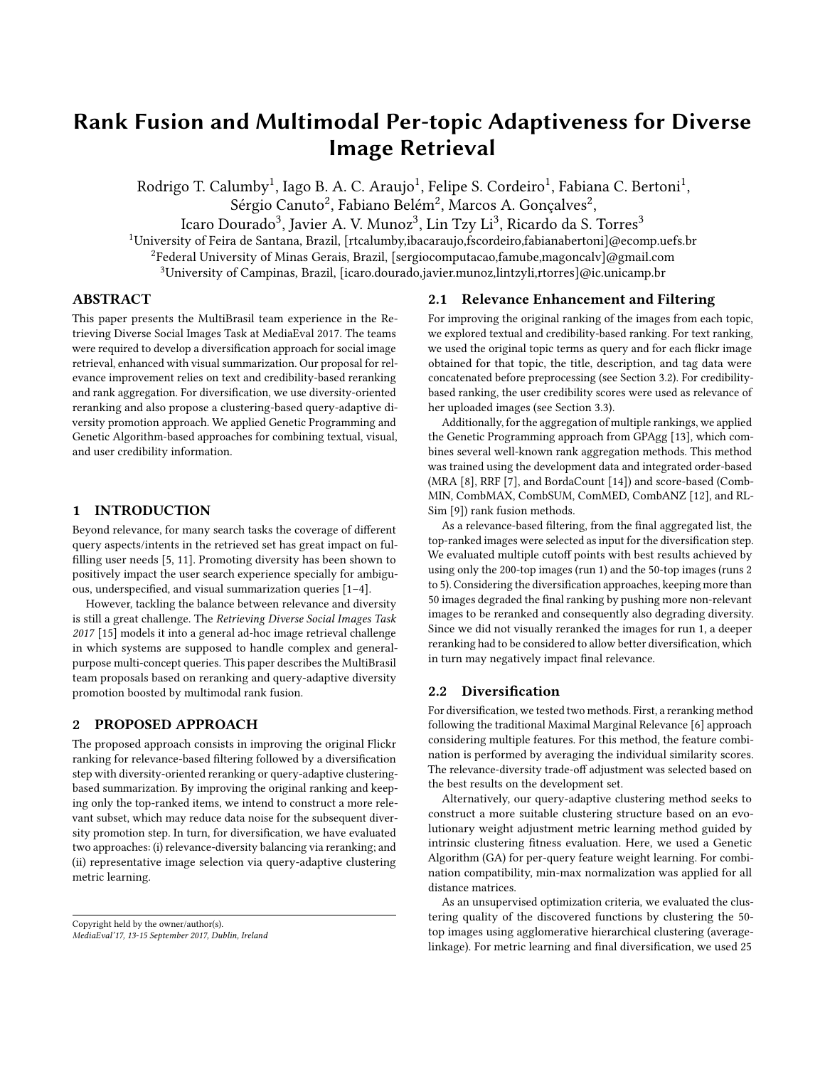# Rank Fusion and Multimodal Per-topic Adaptiveness for Diverse Image Retrieval

Rodrigo T. Calumby[1], Iago B. A. C. Araujo[1], Felipe S. Cordeiro[1], Fabiana C. Bertoni[1], Sérgio Canuto[2], Fabiano Belém[2], Marcos A. Gonçalves[2], Icaro Dourado[3], Javier A. V. Munoz[3], Lin Tzy Li[3], Ricardo da S. Torres[3]

[1]University of Feira de Santana, Brazil, [rtcalumby,ibacaraujo,fscordeiro,fabianabertoni]@ecomp.uefs.br

[2]Federal University of Minas Gerais, Brazil, [sergiocomputacao,famube,magoncalv]@gmail.com

[3]University of Campinas, Brazil, [icaro.dourado,javier.munoz,lintzyli,rtorres]@ic.unicamp.br

## ABSTRACT

This paper presents the MultiBrasil team experience in the Retrieving Diverse Social Images Task at MediaEval 2017. The teams were required to develop a diversification approach for social image retrieval, enhanced with visual summarization. Our proposal for relevance improvement relies on text and credibility-based reranking and rank aggregation. For diversification, we use diversity-oriented reranking and also propose a clustering-based query-adaptive diversity promotion approach. We applied Genetic Programming and Genetic Algorithm-based approaches for combining textual, visual, and user credibility information.

## 1 INTRODUCTION

Beyond relevance, for many search tasks the coverage of different query aspects/intents in the retrieved set has great impact on fulfilling user needs [5, 11]. Promoting diversity has been shown to positively impact the user search experience specially for ambiguous, underspecified, and visual summarization queries [1–4].

However, tackling the balance between relevance and diversity is still a great challenge. The *Retrieving Diverse Social Images Task 2017* [15] models it into a general ad-hoc image retrieval challenge in which systems are supposed to handle complex and general-purpose multi-concept queries. This paper describes the MultiBrasil team proposals based on reranking and query-adaptive diversity promotion boosted by multimodal rank fusion.

## 2 PROPOSED APPROACH

The proposed approach consists in improving the original Flickr ranking for relevance-based filtering followed by a diversification step with diversity-oriented reranking or query-adaptive clustering-based summarization. By improving the original ranking and keeping only the top-ranked items, we intend to construct a more relevant subset, which may reduce data noise for the subsequent diversity promotion step. In turn, for diversification, we have evaluated two approaches: (i) relevance-diversity balancing via reranking; and (ii) representative image selection via query-adaptive clustering metric learning.

Copyright held by the owner/author(s).
*MediaEval'17, 13-15 September 2017, Dublin, Ireland*

### 2.1 Relevance Enhancement and Filtering

For improving the original ranking of the images from each topic, we explored textual and credibility-based ranking. For text ranking, we used the original topic terms as query and for each flickr image obtained for that topic, the title, description, and tag data were concatenated before preprocessing (see Section 3.2). For credibility-based ranking, the user credibility scores were used as relevance of her uploaded images (see Section 3.3).

Additionally, for the aggregation of multiple rankings, we applied the Genetic Programming approach from GPAgg [13], which combines several well-known rank aggregation methods. This method was trained using the development data and integrated order-based (MRA [8], RRF [7], and BordaCount [14]) and score-based (CombMIN, CombMAX, CombSUM, ComMED, CombANZ [12], and RLSim [9]) rank fusion methods.

As a relevance-based filtering, from the final aggregated list, the top-ranked images were selected as input for the diversification step. We evaluated multiple cutoff points with best results achieved by using only the 200-top images (run 1) and the 50-top images (runs 2 to 5). Considering the diversification approaches, keeping more than 50 images degraded the final ranking by pushing more non-relevant images to be reranked and consequently also degrading diversity. Since we did not visually reranked the images for run 1, a deeper reranking had to be considered to allow better diversification, which in turn may negatively impact final relevance.

### 2.2 Diversification

For diversification, we tested two methods. First, a reranking method following the traditional Maximal Marginal Relevance [6] approach considering multiple features. For this method, the feature combination is performed by averaging the individual similarity scores. The relevance-diversity trade-off adjustment was selected based on the best results on the development set.

Alternatively, our query-adaptive clustering method seeks to construct a more suitable clustering structure based on an evolutionary weight adjustment metric learning method guided by intrinsic clustering fitness evaluation. Here, we used a Genetic Algorithm (GA) for per-query feature weight learning. For combination compatibility, min-max normalization was applied for all distance matrices.

As an unsupervised optimization criteria, we evaluated the clustering quality of the discovered functions by clustering the 50-top images using agglomerative hierarchical clustering (average-linkage). For metric learning and final diversification, we used 25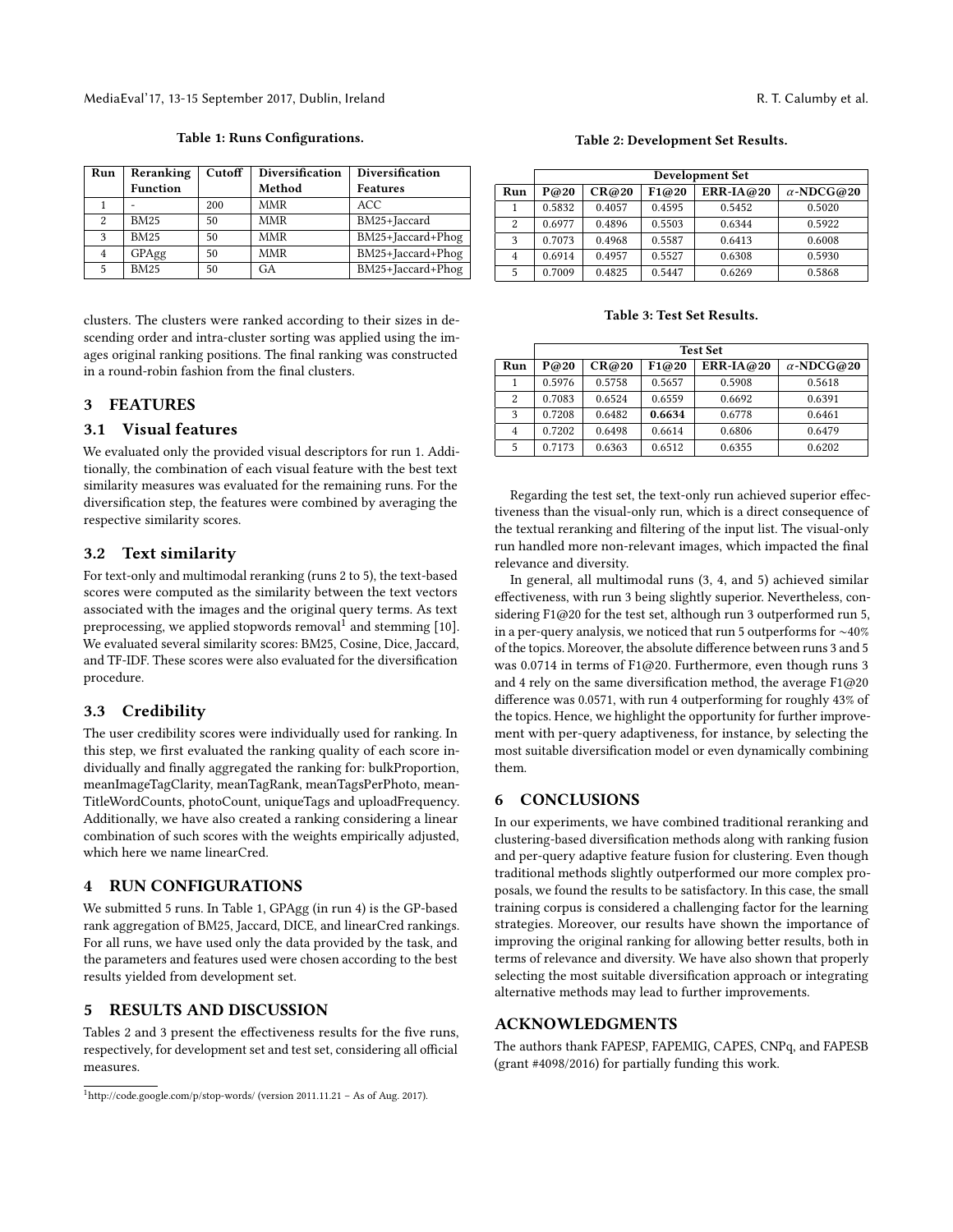**Table 1: Runs Configurations.**

| Run | Reranking Function | Cutoff | Diversification Method | Diversification Features |
|---|---|---|---|---|
| 1 | - | 200 | MMR | ACC |
| 2 | BM25 | 50 | MMR | BM25+Jaccard |
| 3 | BM25 | 50 | MMR | BM25+Jaccard+Phog |
| 4 | GPAgg | 50 | MMR | BM25+Jaccard+Phog |
| 5 | BM25 | 50 | GA | BM25+Jaccard+Phog |

clusters. The clusters were ranked according to their sizes in descending order and intra-cluster sorting was applied using the images original ranking positions. The final ranking was constructed in a round-robin fashion from the final clusters.

## 3 FEATURES

### 3.1 Visual features

We evaluated only the provided visual descriptors for run 1. Additionally, the combination of each visual feature with the best text similarity measures was evaluated for the remaining runs. For the diversification step, the features were combined by averaging the respective similarity scores.

### 3.2 Text similarity

For text-only and multimodal reranking (runs 2 to 5), the text-based scores were computed as the similarity between the text vectors associated with the images and the original query terms. As text preprocessing, we applied stopwords removal[1] and stemming [10]. We evaluated several similarity scores: BM25, Cosine, Dice, Jaccard, and TF-IDF. These scores were also evaluated for the diversification procedure.

### 3.3 Credibility

The user credibility scores were individually used for ranking. In this step, we first evaluated the ranking quality of each score individually and finally aggregated the ranking for: bulkProportion, meanImageTagClarity, meanTagRank, meanTagsPerPhoto, meanTitleWordCounts, photoCount, uniqueTags and uploadFrequency. Additionally, we have also created a ranking considering a linear combination of such scores with the weights empirically adjusted, which here we name linearCred.

## 4 RUN CONFIGURATIONS

We submitted 5 runs. In Table 1, GPAgg (in run 4) is the GP-based rank aggregation of BM25, Jaccard, DICE, and linearCred rankings. For all runs, we have used only the data provided by the task, and the parameters and features used were chosen according to the best results yielded from development set.

## 5 RESULTS AND DISCUSSION

Tables 2 and 3 present the effectiveness results for the five runs, respectively, for development set and test set, considering all official measures.

[1] http://code.google.com/p/stop-words/ (version 2011.11.21 – As of Aug. 2017).

**Table 2: Development Set Results.**

| | Development Set | | | | |
|---|---|---|---|---|---|
| Run | P@20 | CR@20 | F1@20 | ERR-IA@20 | $\alpha$-NDCG@20 |
| 1 | 0.5832 | 0.4057 | 0.4595 | 0.5452 | 0.5020 |
| 2 | 0.6977 | 0.4896 | 0.5503 | 0.6344 | 0.5922 |
| 3 | 0.7073 | 0.4968 | 0.5587 | 0.6413 | 0.6008 |
| 4 | 0.6914 | 0.4957 | 0.5527 | 0.6308 | 0.5930 |
| 5 | 0.7009 | 0.4825 | 0.5447 | 0.6269 | 0.5868 |

**Table 3: Test Set Results.**

| | Test Set | | | | |
|---|---|---|---|---|---|
| Run | P@20 | CR@20 | F1@20 | ERR-IA@20 | $\alpha$-NDCG@20 |
| 1 | 0.5976 | 0.5758 | 0.5657 | 0.5908 | 0.5618 |
| 2 | 0.7083 | 0.6524 | 0.6559 | 0.6692 | 0.6391 |
| 3 | 0.7208 | 0.6482 | **0.6634** | 0.6778 | 0.6461 |
| 4 | 0.7202 | 0.6498 | 0.6614 | 0.6806 | 0.6479 |
| 5 | 0.7173 | 0.6363 | 0.6512 | 0.6355 | 0.6202 |

Regarding the test set, the text-only run achieved superior effectiveness than the visual-only run, which is a direct consequence of the textual reranking and filtering of the input list. The visual-only run handled more non-relevant images, which impacted the final relevance and diversity.

In general, all multimodal runs (3, 4, and 5) achieved similar effectiveness, with run 3 being slightly superior. Nevertheless, considering F1@20 for the test set, although run 3 outperformed run 5, in a per-query analysis, we noticed that run 5 outperforms for ~40% of the topics. Moreover, the absolute difference between runs 3 and 5 was 0.0714 in terms of F1@20. Furthermore, even though runs 3 and 4 rely on the same diversification method, the average F1@20 difference was 0.0571, with run 4 outperforming for roughly 43% of the topics. Hence, we highlight the opportunity for further improvement with per-query adaptiveness, for instance, by selecting the most suitable diversification model or even dynamically combining them.

## 6 CONCLUSIONS

In our experiments, we have combined traditional reranking and clustering-based diversification methods along with ranking fusion and per-query adaptive feature fusion for clustering. Even though traditional methods slightly outperformed our more complex proposals, we found the results to be satisfactory. In this case, the small training corpus is considered a challenging factor for the learning strategies. Moreover, our results have shown the importance of improving the original ranking for allowing better results, both in terms of relevance and diversity. We have also shown that properly selecting the most suitable diversification approach or integrating alternative methods may lead to further improvements.

## ACKNOWLEDGMENTS

The authors thank FAPESP, FAPEMIG, CAPES, CNPq, and FAPESB (grant #4098/2016) for partially funding this work.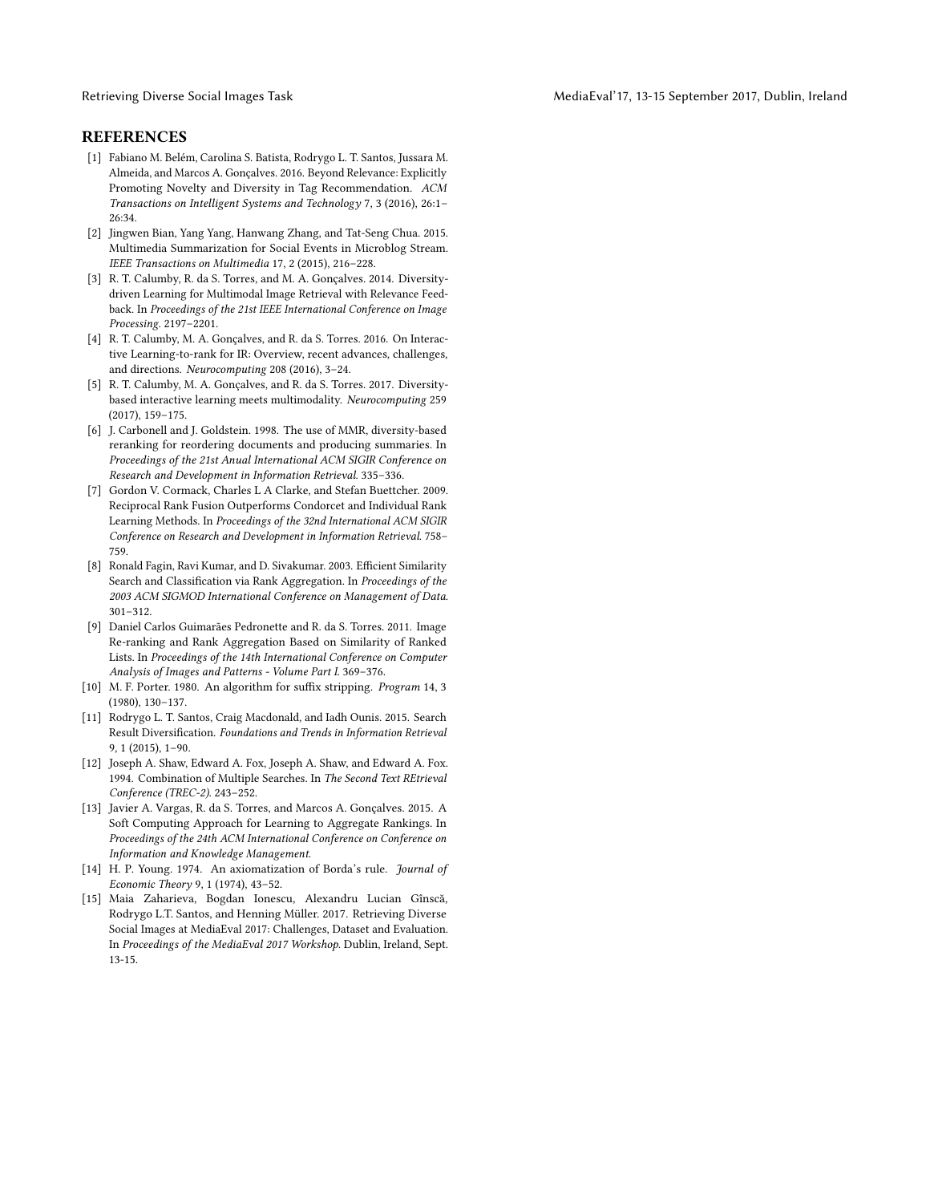## REFERENCES

- [1] Fabiano M. Belém, Carolina S. Batista, Rodrygo L. T. Santos, Jussara M. Almeida, and Marcos A. Gonçalves. 2016. Beyond Relevance: Explicitly Promoting Novelty and Diversity in Tag Recommendation. *ACM Transactions on Intelligent Systems and Technology* 7, 3 (2016), 26:1–26:34.
- [2] Jingwen Bian, Yang Yang, Hanwang Zhang, and Tat-Seng Chua. 2015. Multimedia Summarization for Social Events in Microblog Stream. *IEEE Transactions on Multimedia* 17, 2 (2015), 216–228.
- [3] R. T. Calumby, R. da S. Torres, and M. A. Gonçalves. 2014. Diversity-driven Learning for Multimodal Image Retrieval with Relevance Feedback. In *Proceedings of the 21st IEEE International Conference on Image Processing*. 2197–2201.
- [4] R. T. Calumby, M. A. Gonçalves, and R. da S. Torres. 2016. On Interactive Learning-to-rank for IR: Overview, recent advances, challenges, and directions. *Neurocomputing* 208 (2016), 3–24.
- [5] R. T. Calumby, M. A. Gonçalves, and R. da S. Torres. 2017. Diversity-based interactive learning meets multimodality. *Neurocomputing* 259 (2017), 159–175.
- [6] J. Carbonell and J. Goldstein. 1998. The use of MMR, diversity-based reranking for reordering documents and producing summaries. In *Proceedings of the 21st Anual International ACM SIGIR Conference on Research and Development in Information Retrieval*. 335–336.
- [7] Gordon V. Cormack, Charles L A Clarke, and Stefan Buettcher. 2009. Reciprocal Rank Fusion Outperforms Condorcet and Individual Rank Learning Methods. In *Proceedings of the 32nd International ACM SIGIR Conference on Research and Development in Information Retrieval*. 758–759.
- [8] Ronald Fagin, Ravi Kumar, and D. Sivakumar. 2003. Efficient Similarity Search and Classification via Rank Aggregation. In *Proceedings of the 2003 ACM SIGMOD International Conference on Management of Data*. 301–312.
- [9] Daniel Carlos Guimarães Pedronette and R. da S. Torres. 2011. Image Re-ranking and Rank Aggregation Based on Similarity of Ranked Lists. In *Proceedings of the 14th International Conference on Computer Analysis of Images and Patterns - Volume Part I*. 369–376.
- [10] M. F. Porter. 1980. An algorithm for suffix stripping. *Program* 14, 3 (1980), 130–137.
- [11] Rodrygo L. T. Santos, Craig Macdonald, and Iadh Ounis. 2015. Search Result Diversification. *Foundations and Trends in Information Retrieval* 9, 1 (2015), 1–90.
- [12] Joseph A. Shaw, Edward A. Fox, Joseph A. Shaw, and Edward A. Fox. 1994. Combination of Multiple Searches. In *The Second Text REtrieval Conference (TREC-2)*. 243–252.
- [13] Javier A. Vargas, R. da S. Torres, and Marcos A. Gonçalves. 2015. A Soft Computing Approach for Learning to Aggregate Rankings. In *Proceedings of the 24th ACM International Conference on Conference on Information and Knowledge Management*.
- [14] H. P. Young. 1974. An axiomatization of Borda's rule. *Journal of Economic Theory* 9, 1 (1974), 43–52.
- [15] Maia Zaharieva, Bogdan Ionescu, Alexandru Lucian Gînscă, Rodrygo L.T. Santos, and Henning Müller. 2017. Retrieving Diverse Social Images at MediaEval 2017: Challenges, Dataset and Evaluation. In *Proceedings of the MediaEval 2017 Workshop*. Dublin, Ireland, Sept. 13-15.